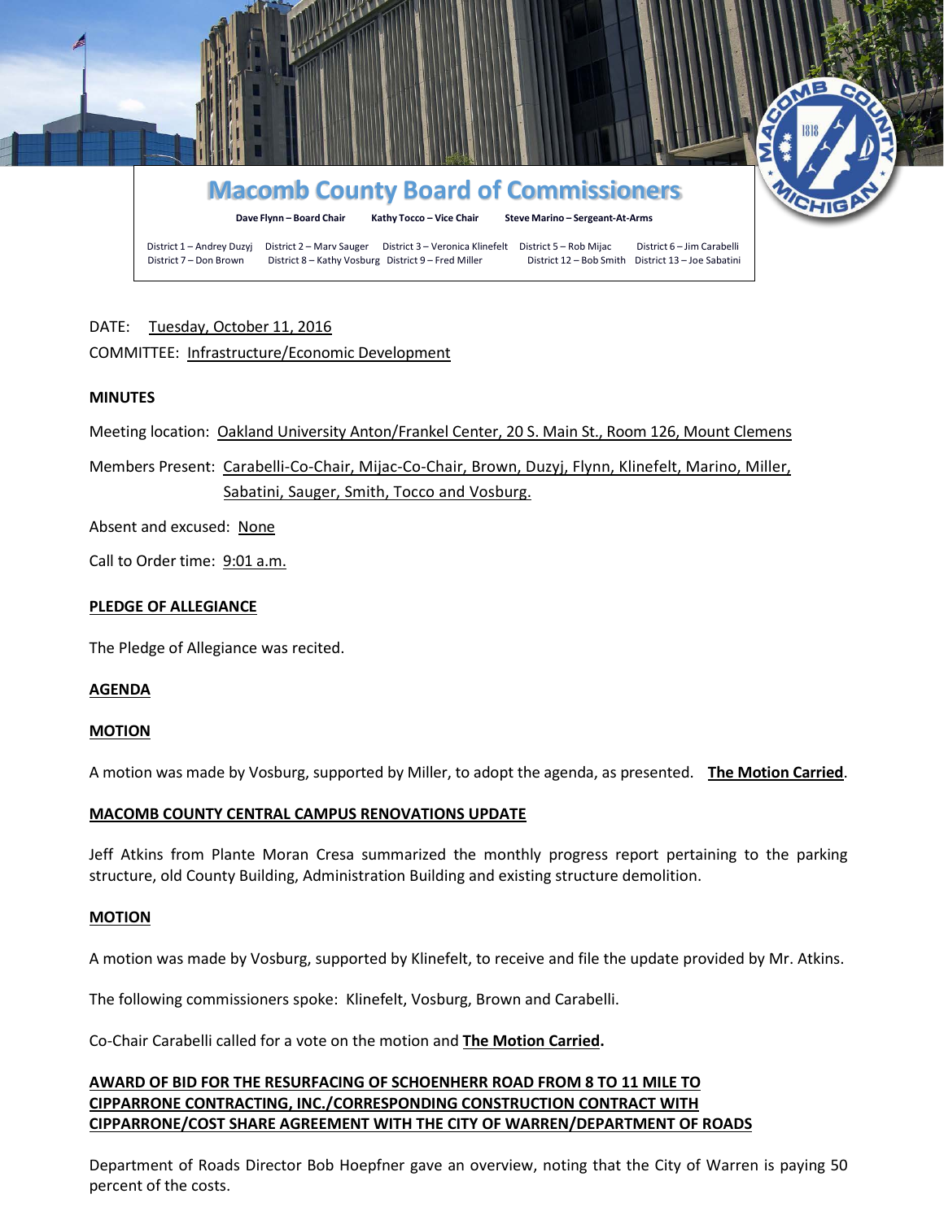# Macomb County Board of Commissioners

**Dave Flynn – Board Chair** **Kathy Tocco – Vice Chair** **Steve Marino – Sergeant-At-Arms**

District 1 – Andrey Duzyj District 2 – Marv Sauger District 3 – Veronica Klinefelt District 5 – Rob Mijac District 6 – Jim Carabelli
District 7 – Don Brown District 8 – Kathy Vosburg District 9 – Fred Miller District 12 – Bob Smith District 13 – Joe Sabatini

DATE: Tuesday, October 11, 2016

COMMITTEE: Infrastructure/Economic Development

**MINUTES**

Meeting location: Oakland University Anton/Frankel Center, 20 S. Main St., Room 126, Mount Clemens

Members Present: Carabelli-Co-Chair, Mijac-Co-Chair, Brown, Duzyj, Flynn, Klinefelt, Marino, Miller, Sabatini, Sauger, Smith, Tocco and Vosburg.

Absent and excused: None

Call to Order time: 9:01 a.m.

**PLEDGE OF ALLEGIANCE**

The Pledge of Allegiance was recited.

**AGENDA**

**MOTION**

A motion was made by Vosburg, supported by Miller, to adopt the agenda, as presented. **The Motion Carried**.

**MACOMB COUNTY CENTRAL CAMPUS RENOVATIONS UPDATE**

Jeff Atkins from Plante Moran Cresa summarized the monthly progress report pertaining to the parking structure, old County Building, Administration Building and existing structure demolition.

**MOTION**

A motion was made by Vosburg, supported by Klinefelt, to receive and file the update provided by Mr. Atkins.

The following commissioners spoke: Klinefelt, Vosburg, Brown and Carabelli.

Co-Chair Carabelli called for a vote on the motion and **The Motion Carried.**

**AWARD OF BID FOR THE RESURFACING OF SCHOENHERR ROAD FROM 8 TO 11 MILE TO CIPPARRONE CONTRACTING, INC./CORRESPONDING CONSTRUCTION CONTRACT WITH CIPPARRONE/COST SHARE AGREEMENT WITH THE CITY OF WARREN/DEPARTMENT OF ROADS**

Department of Roads Director Bob Hoepfner gave an overview, noting that the City of Warren is paying 50 percent of the costs.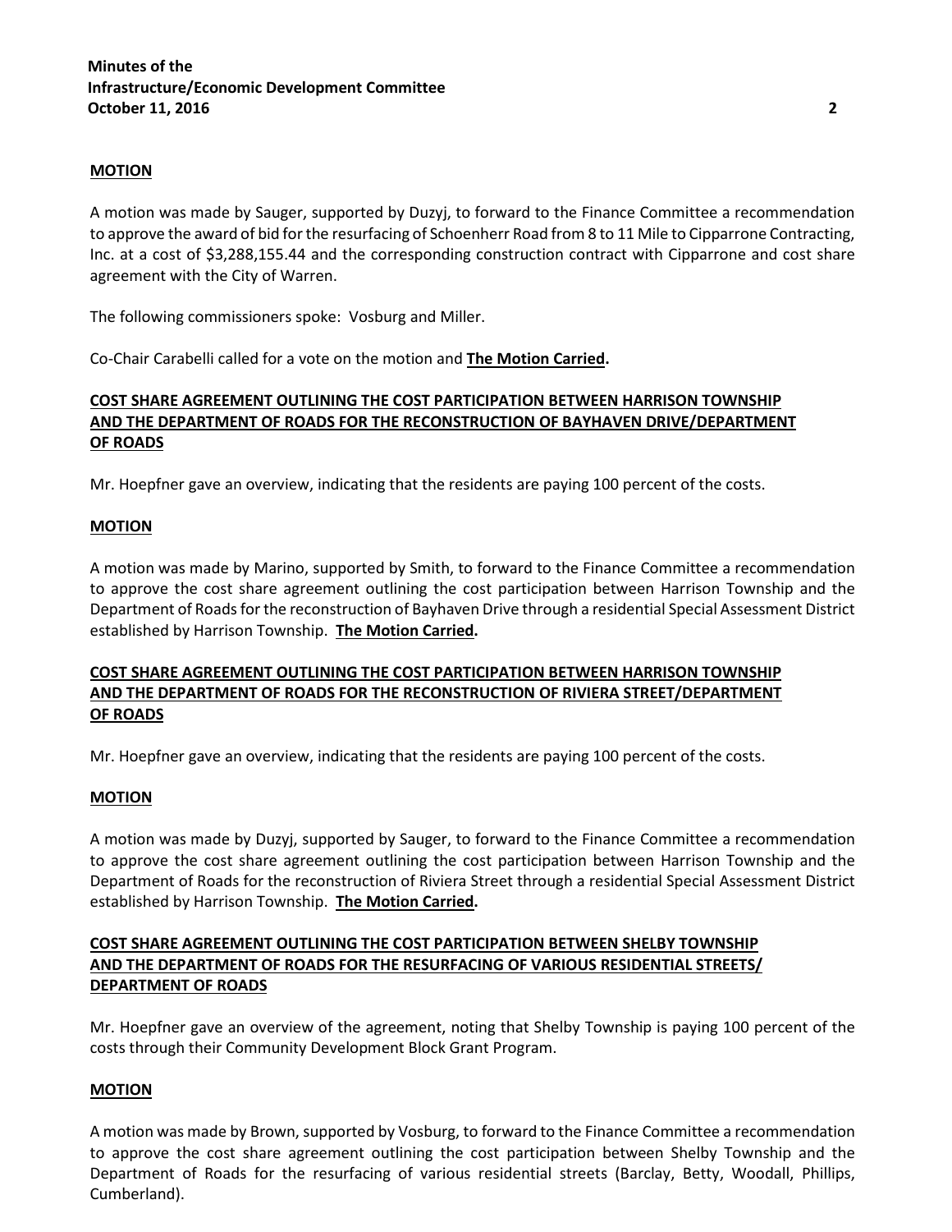**MOTION**

A motion was made by Sauger, supported by Duzyj, to forward to the Finance Committee a recommendation to approve the award of bid for the resurfacing of Schoenherr Road from 8 to 11 Mile to Cipparrone Contracting, Inc. at a cost of $3,288,155.44 and the corresponding construction contract with Cipparrone and cost share agreement with the City of Warren.

The following commissioners spoke: Vosburg and Miller.

Co-Chair Carabelli called for a vote on the motion and **The Motion Carried.**

**COST SHARE AGREEMENT OUTLINING THE COST PARTICIPATION BETWEEN HARRISON TOWNSHIP AND THE DEPARTMENT OF ROADS FOR THE RECONSTRUCTION OF BAYHAVEN DRIVE/DEPARTMENT OF ROADS**

Mr. Hoepfner gave an overview, indicating that the residents are paying 100 percent of the costs.

**MOTION**

A motion was made by Marino, supported by Smith, to forward to the Finance Committee a recommendation to approve the cost share agreement outlining the cost participation between Harrison Township and the Department of Roads for the reconstruction of Bayhaven Drive through a residential Special Assessment District established by Harrison Township. **The Motion Carried.**

**COST SHARE AGREEMENT OUTLINING THE COST PARTICIPATION BETWEEN HARRISON TOWNSHIP AND THE DEPARTMENT OF ROADS FOR THE RECONSTRUCTION OF RIVIERA STREET/DEPARTMENT OF ROADS**

Mr. Hoepfner gave an overview, indicating that the residents are paying 100 percent of the costs.

**MOTION**

A motion was made by Duzyj, supported by Sauger, to forward to the Finance Committee a recommendation to approve the cost share agreement outlining the cost participation between Harrison Township and the Department of Roads for the reconstruction of Riviera Street through a residential Special Assessment District established by Harrison Township. **The Motion Carried.**

**COST SHARE AGREEMENT OUTLINING THE COST PARTICIPATION BETWEEN SHELBY TOWNSHIP AND THE DEPARTMENT OF ROADS FOR THE RESURFACING OF VARIOUS RESIDENTIAL STREETS/ DEPARTMENT OF ROADS**

Mr. Hoepfner gave an overview of the agreement, noting that Shelby Township is paying 100 percent of the costs through their Community Development Block Grant Program.

**MOTION**

A motion was made by Brown, supported by Vosburg, to forward to the Finance Committee a recommendation to approve the cost share agreement outlining the cost participation between Shelby Township and the Department of Roads for the resurfacing of various residential streets (Barclay, Betty, Woodall, Phillips, Cumberland).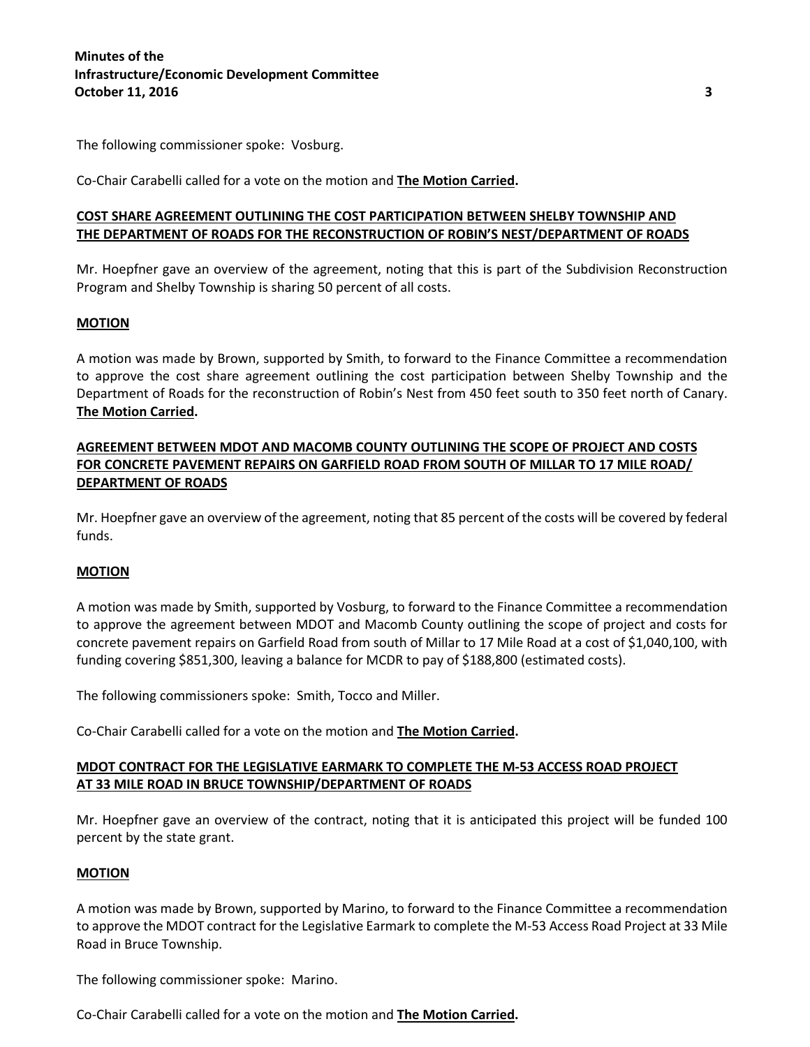The following commissioner spoke: Vosburg.

Co-Chair Carabelli called for a vote on the motion and **The Motion Carried.**

**COST SHARE AGREEMENT OUTLINING THE COST PARTICIPATION BETWEEN SHELBY TOWNSHIP AND THE DEPARTMENT OF ROADS FOR THE RECONSTRUCTION OF ROBIN'S NEST/DEPARTMENT OF ROADS**

Mr. Hoepfner gave an overview of the agreement, noting that this is part of the Subdivision Reconstruction Program and Shelby Township is sharing 50 percent of all costs.

**MOTION**

A motion was made by Brown, supported by Smith, to forward to the Finance Committee a recommendation to approve the cost share agreement outlining the cost participation between Shelby Township and the Department of Roads for the reconstruction of Robin's Nest from 450 feet south to 350 feet north of Canary. **The Motion Carried.**

**AGREEMENT BETWEEN MDOT AND MACOMB COUNTY OUTLINING THE SCOPE OF PROJECT AND COSTS FOR CONCRETE PAVEMENT REPAIRS ON GARFIELD ROAD FROM SOUTH OF MILLAR TO 17 MILE ROAD/ DEPARTMENT OF ROADS**

Mr. Hoepfner gave an overview of the agreement, noting that 85 percent of the costs will be covered by federal funds.

**MOTION**

A motion was made by Smith, supported by Vosburg, to forward to the Finance Committee a recommendation to approve the agreement between MDOT and Macomb County outlining the scope of project and costs for concrete pavement repairs on Garfield Road from south of Millar to 17 Mile Road at a cost of $1,040,100, with funding covering $851,300, leaving a balance for MCDR to pay of $188,800 (estimated costs).

The following commissioners spoke: Smith, Tocco and Miller.

Co-Chair Carabelli called for a vote on the motion and **The Motion Carried.**

**MDOT CONTRACT FOR THE LEGISLATIVE EARMARK TO COMPLETE THE M-53 ACCESS ROAD PROJECT AT 33 MILE ROAD IN BRUCE TOWNSHIP/DEPARTMENT OF ROADS**

Mr. Hoepfner gave an overview of the contract, noting that it is anticipated this project will be funded 100 percent by the state grant.

**MOTION**

A motion was made by Brown, supported by Marino, to forward to the Finance Committee a recommendation to approve the MDOT contract for the Legislative Earmark to complete the M-53 Access Road Project at 33 Mile Road in Bruce Township.

The following commissioner spoke: Marino.

Co-Chair Carabelli called for a vote on the motion and **The Motion Carried.**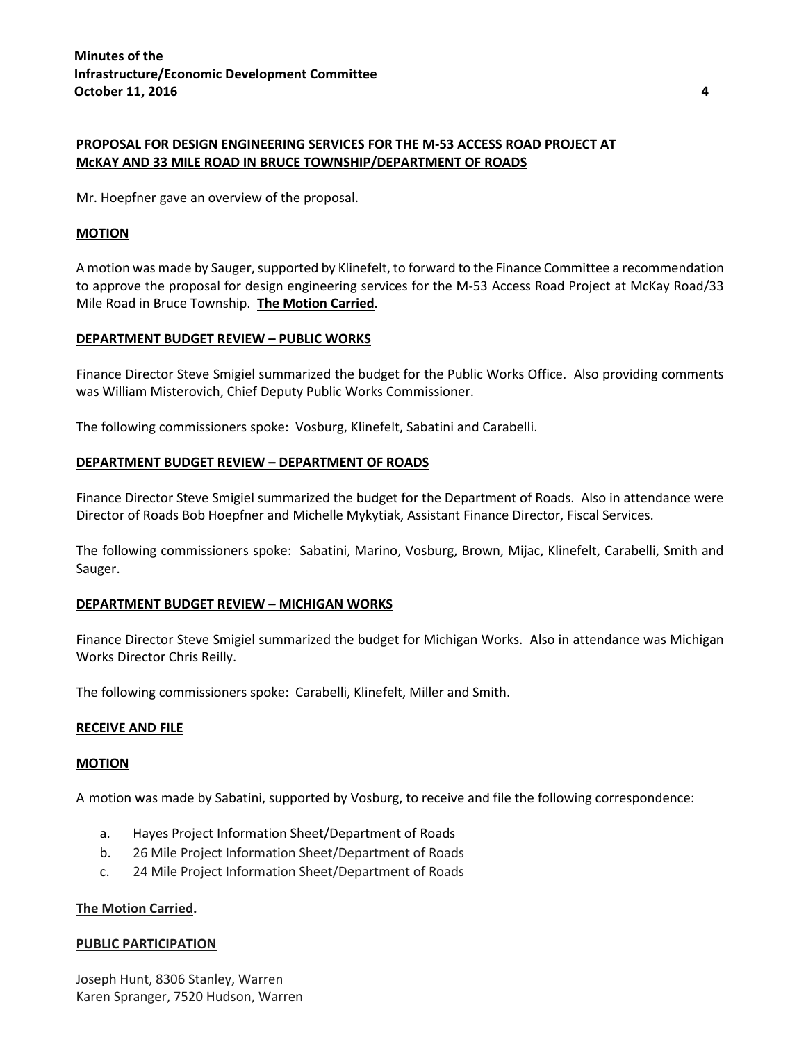**PROPOSAL FOR DESIGN ENGINEERING SERVICES FOR THE M-53 ACCESS ROAD PROJECT AT McKAY AND 33 MILE ROAD IN BRUCE TOWNSHIP/DEPARTMENT OF ROADS**

Mr. Hoepfner gave an overview of the proposal.

**MOTION**

A motion was made by Sauger, supported by Klinefelt, to forward to the Finance Committee a recommendation to approve the proposal for design engineering services for the M-53 Access Road Project at McKay Road/33 Mile Road in Bruce Township. **The Motion Carried.**

**DEPARTMENT BUDGET REVIEW – PUBLIC WORKS**

Finance Director Steve Smigiel summarized the budget for the Public Works Office. Also providing comments was William Misterovich, Chief Deputy Public Works Commissioner.

The following commissioners spoke: Vosburg, Klinefelt, Sabatini and Carabelli.

**DEPARTMENT BUDGET REVIEW – DEPARTMENT OF ROADS**

Finance Director Steve Smigiel summarized the budget for the Department of Roads. Also in attendance were Director of Roads Bob Hoepfner and Michelle Mykytiak, Assistant Finance Director, Fiscal Services.

The following commissioners spoke: Sabatini, Marino, Vosburg, Brown, Mijac, Klinefelt, Carabelli, Smith and Sauger.

**DEPARTMENT BUDGET REVIEW – MICHIGAN WORKS**

Finance Director Steve Smigiel summarized the budget for Michigan Works. Also in attendance was Michigan Works Director Chris Reilly.

The following commissioners spoke: Carabelli, Klinefelt, Miller and Smith.

**RECEIVE AND FILE**

**MOTION**

A motion was made by Sabatini, supported by Vosburg, to receive and file the following correspondence:

a. Hayes Project Information Sheet/Department of Roads
b. 26 Mile Project Information Sheet/Department of Roads
c. 24 Mile Project Information Sheet/Department of Roads

**The Motion Carried.**

**PUBLIC PARTICIPATION**

Joseph Hunt, 8306 Stanley, Warren
Karen Spranger, 7520 Hudson, Warren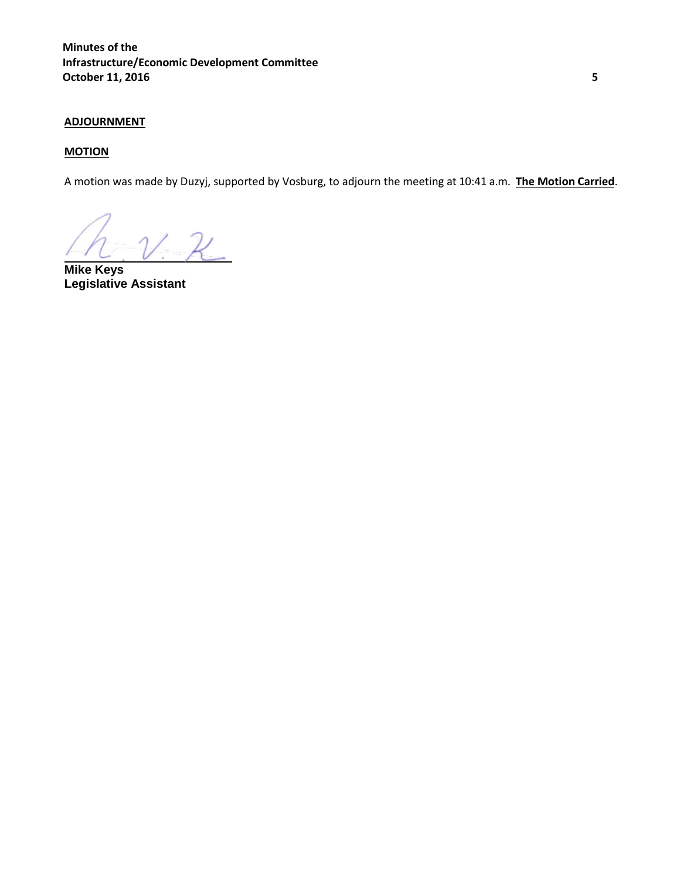**ADJOURNMENT**

**MOTION**

A motion was made by Duzyj, supported by Vosburg, to adjourn the meeting at 10:41 a.m. **The Motion Carried**.

**Mike Keys**
**Legislative Assistant**